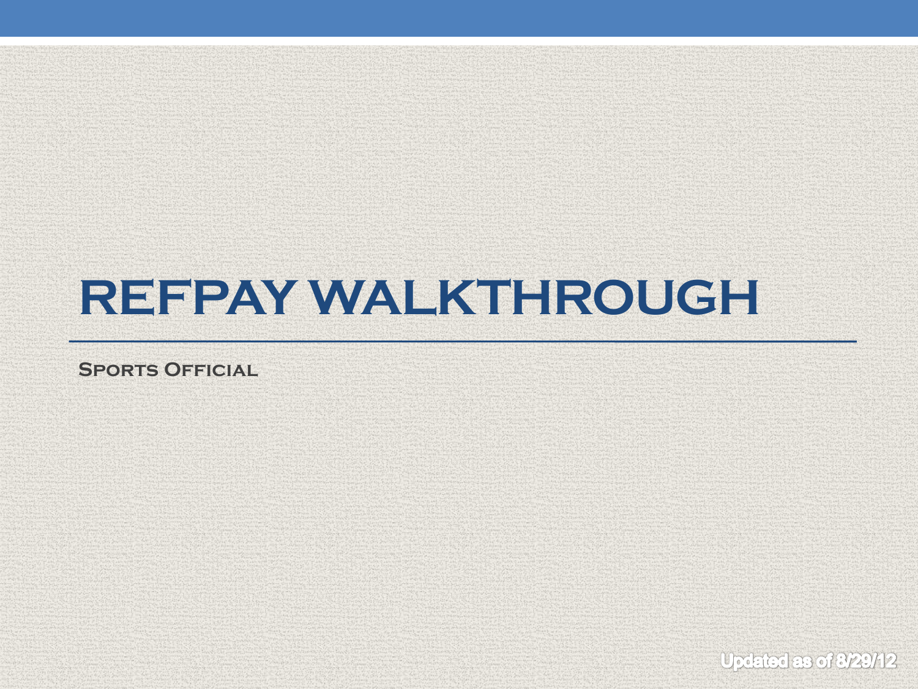# REFPAY WALKTHROUGH

Sports Official

Updated as of 8/29/12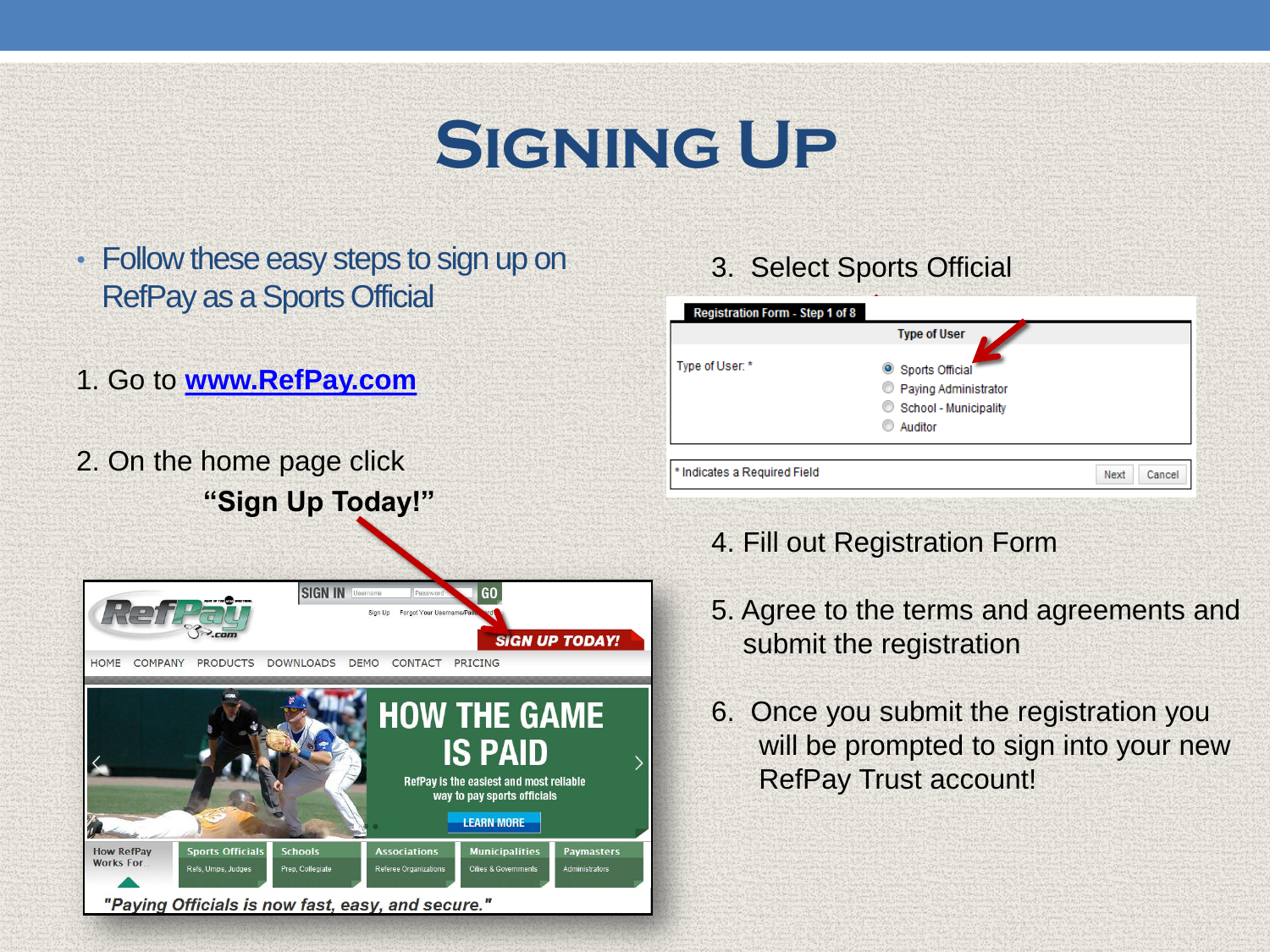# Signing Up

- Follow these easy steps to sign up on RefPay as a Sports Official

1. Go to www.RefPay.com

2. On the home page click **"Sign Up Today!"**

3. Select Sports Official

4. Fill out Registration Form

5. Agree to the terms and agreements and submit the registration

6. Once you submit the registration you will be prompted to sign into your new RefPay Trust account!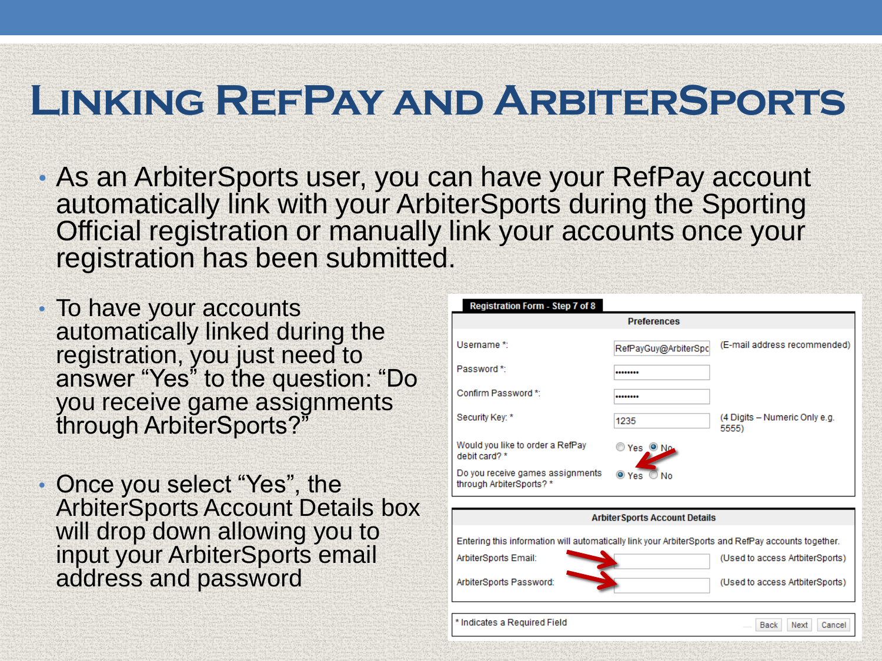# Linking RefPay and ArbiterSports

- As an ArbiterSports user, you can have your RefPay account automatically link with your ArbiterSports during the Sporting Official registration or manually link your accounts once your registration has been submitted.

- To have your accounts automatically linked during the registration, you just need to answer "Yes" to the question: "Do you receive game assignments through ArbiterSports?"

- Once you select "Yes", the ArbiterSports Account Details box will drop down allowing you to input your ArbiterSports email address and password

**Registration Form - Step 7 of 8**

**Preferences**

| | | |
|---|---|---|
| Username *: | RefPayGuy@ArbiterSpc | (E-mail address recommended) |
| Password *: | •••••••• | |
| Confirm Password *: | •••••••• | |
| Security Key: * | 1235 | (4 Digits – Numeric Only e.g. 5555) |
| Would you like to order a RefPay debit card? * | ○ Yes ◉ No | |
| Do you receive games assignments through ArbiterSports? * | ◉ Yes ○ No | |

**ArbiterSports Account Details**

Entering this information will automatically link your ArbiterSports and RefPay accounts together.

| | | |
|---|---|---|
| ArbiterSports Email: | | (Used to access ArbiterSports) |
| ArbiterSports Password: | | (Used to access ArbiterSports) |

* Indicates a Required Field

Back | Next | Cancel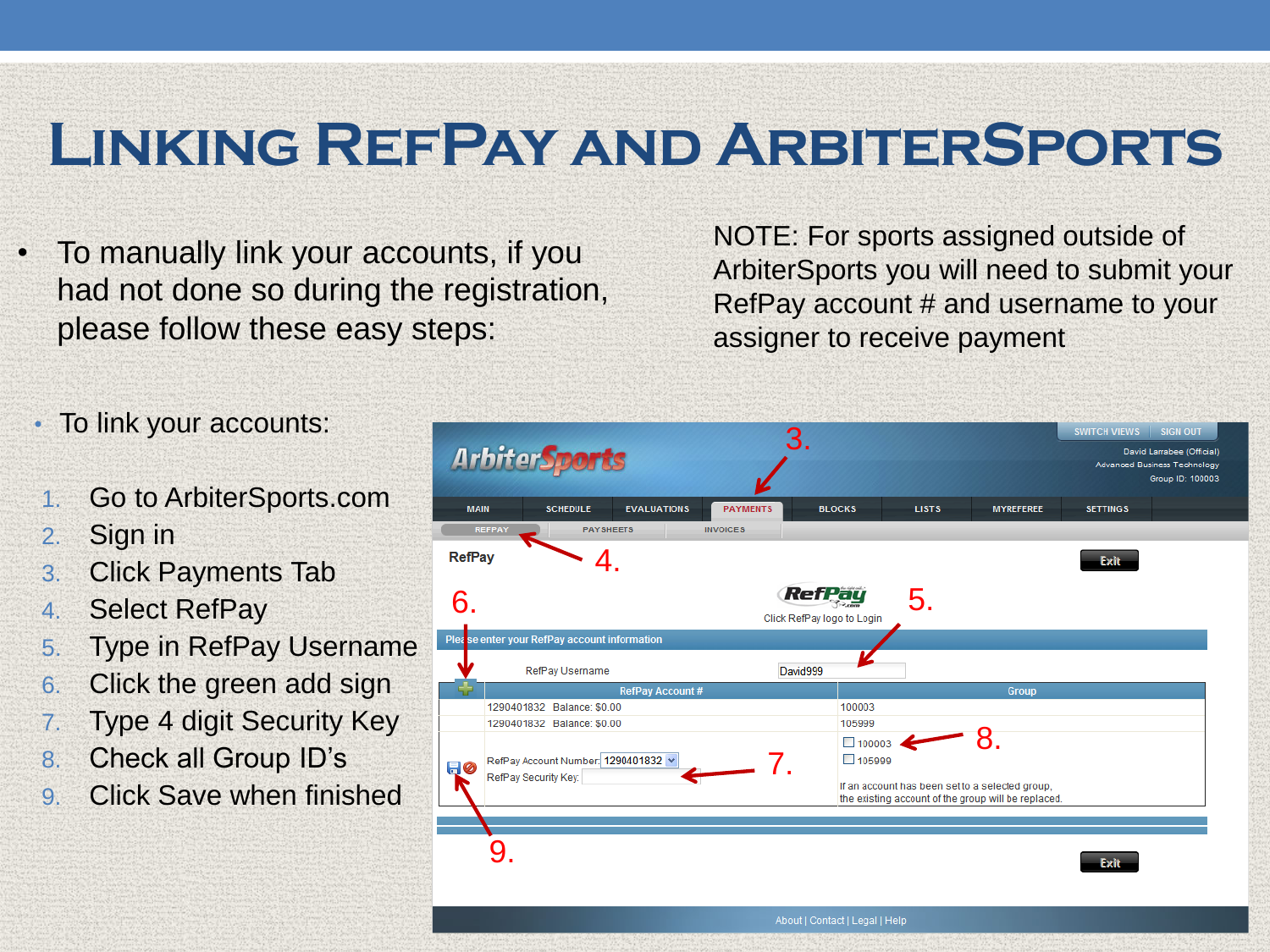# Linking RefPay and ArbiterSports

- To manually link your accounts, if you had not done so during the registration, please follow these easy steps:

NOTE: For sports assigned outside of ArbiterSports you will need to submit your RefPay account # and username to your assigner to receive payment

- To link your accounts:

1. Go to ArbiterSports.com
2. Sign in
3. Click Payments Tab
4. Select RefPay
5. Type in RefPay Username
6. Click the green add sign
7. Type 4 digit Security Key
8. Check all Group ID's
9. Click Save when finished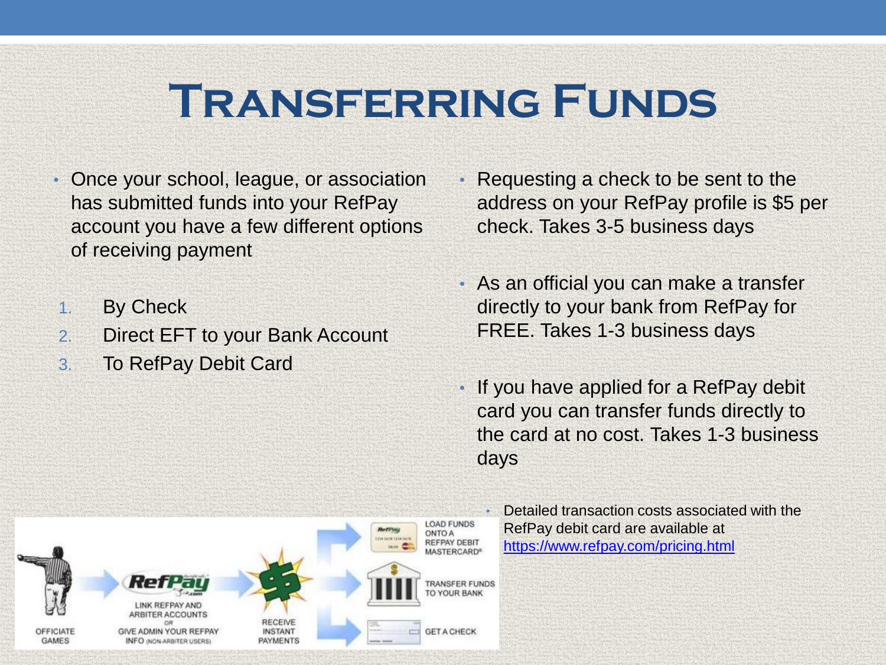# Transferring Funds

- Once your school, league, or association has submitted funds into your RefPay account you have a few different options of receiving payment

1. By Check
2. Direct EFT to your Bank Account
3. To RefPay Debit Card

- Requesting a check to be sent to the address on your RefPay profile is $5 per check. Takes 3-5 business days

- As an official you can make a transfer directly to your bank from RefPay for FREE. Takes 1-3 business days

- If you have applied for a RefPay debit card you can transfer funds directly to the card at no cost. Takes 1-3 business days

  - Detailed transaction costs associated with the RefPay debit card are available at [https://www.refpay.com/pricing.html](https://www.refpay.com/pricing.html)

OFFICIATE GAMES → LINK REFPAY AND ARBITER ACCOUNTS OR GIVE ADMIN YOUR REFPAY INFO (NON-ARBITER USERS) → RECEIVE INSTANT PAYMENTS → LOAD FUNDS ONTO A REFPAY DEBIT MASTERCARD® / TRANSFER FUNDS TO YOUR BANK / GET A CHECK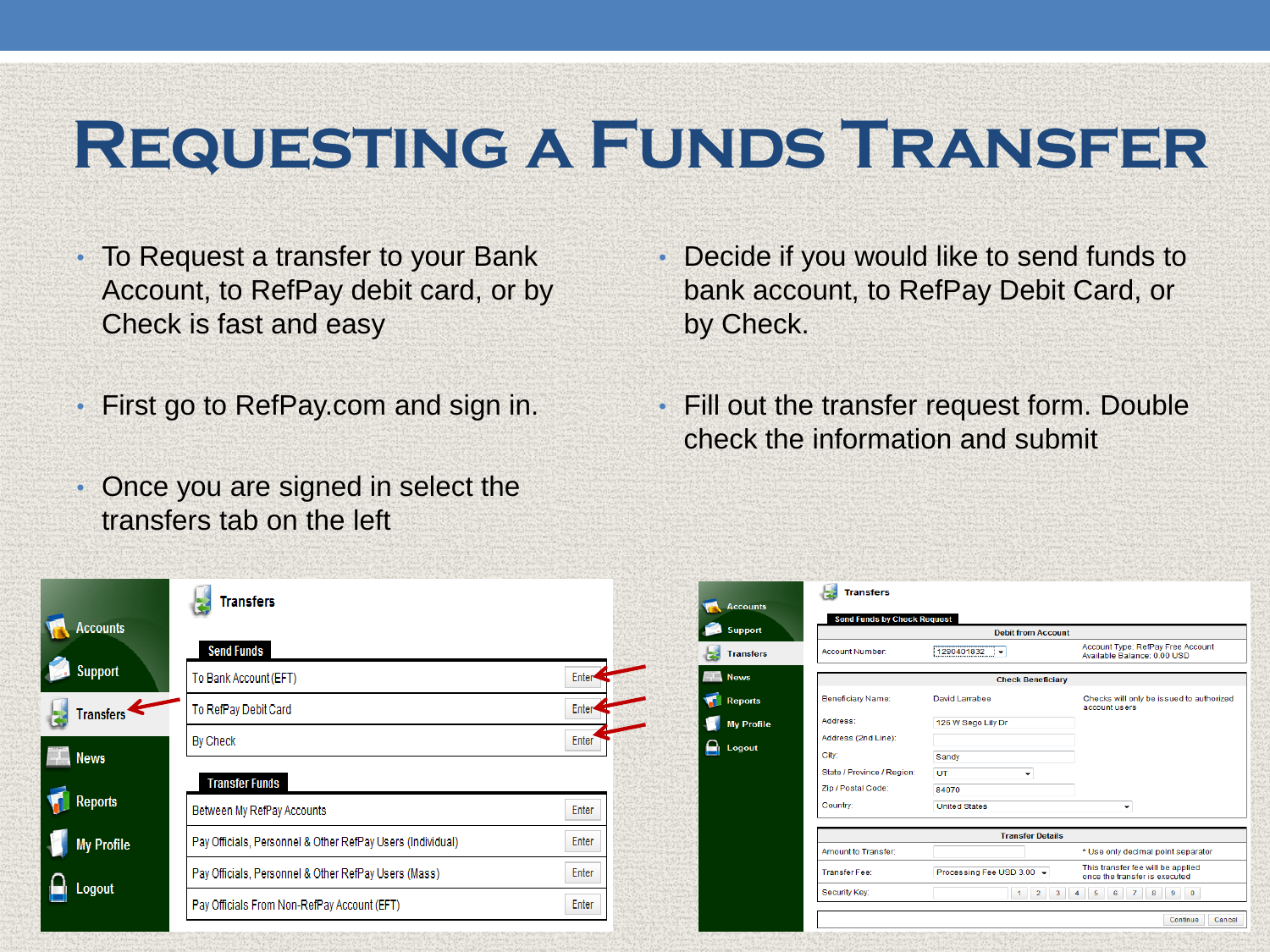# Requesting a Funds Transfer

- To Request a transfer to your Bank Account, to RefPay debit card, or by Check is fast and easy
- First go to RefPay.com and sign in.
- Once you are signed in select the transfers tab on the left
- Decide if you would like to send funds to bank account, to RefPay Debit Card, or by Check.
- Fill out the transfer request form. Double check the information and submit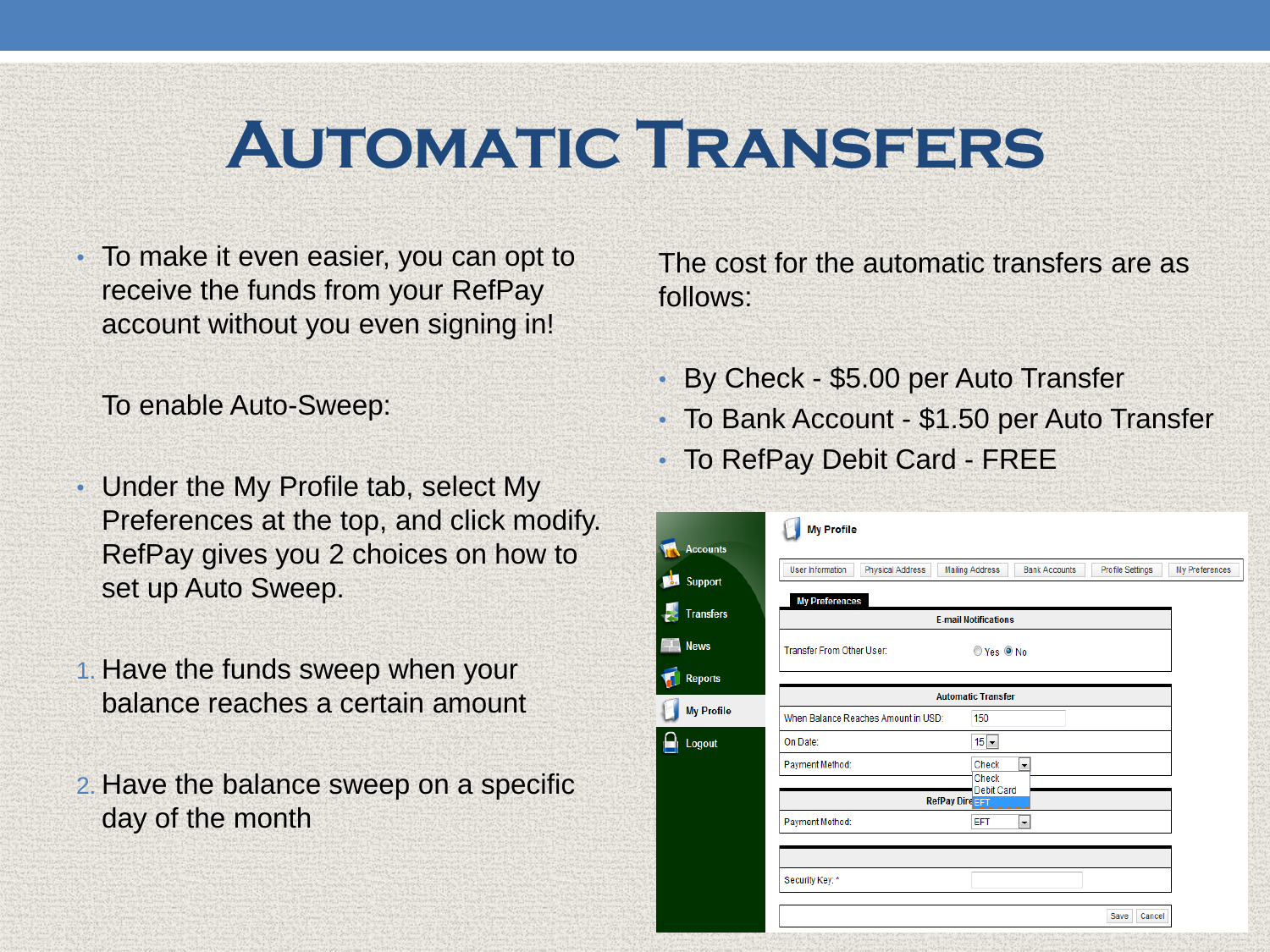# Automatic Transfers

- To make it even easier, you can opt to receive the funds from your RefPay account without you even signing in!

To enable Auto-Sweep:

- Under the My Profile tab, select My Preferences at the top, and click modify. RefPay gives you 2 choices on how to set up Auto Sweep.

1. Have the funds sweep when your balance reaches a certain amount
2. Have the balance sweep on a specific day of the month

The cost for the automatic transfers are as follows:

- By Check - $5.00 per Auto Transfer
- To Bank Account - $1.50 per Auto Transfer
- To RefPay Debit Card - FREE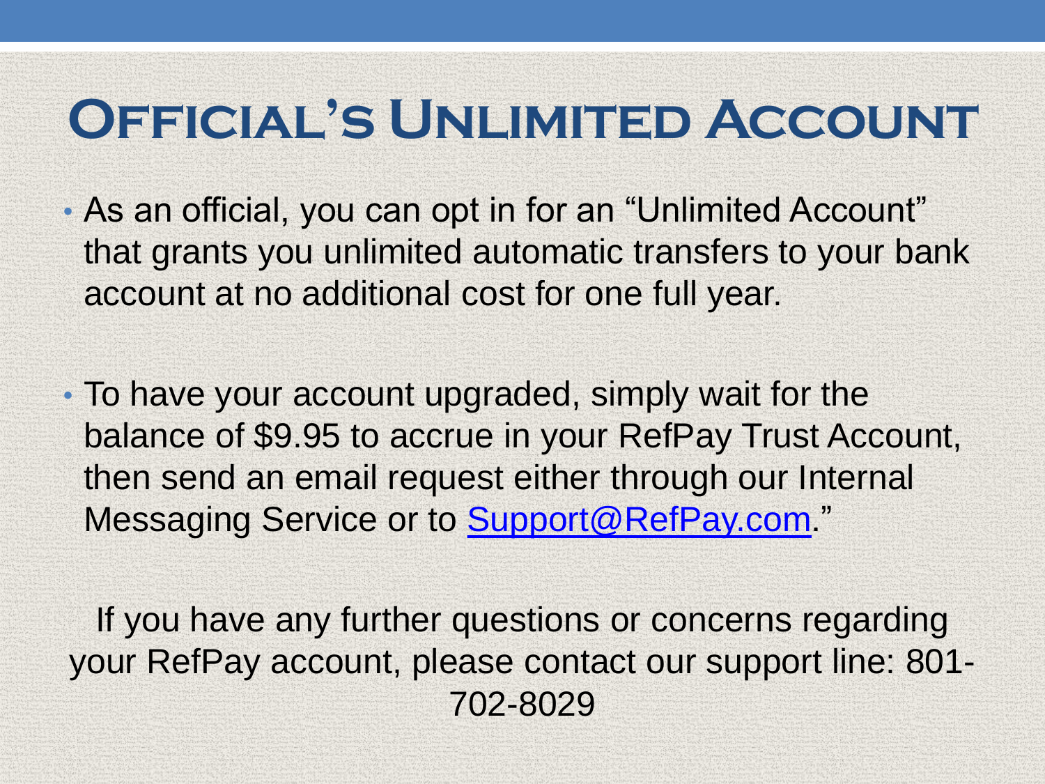# Official's Unlimited Account

- As an official, you can opt in for an "Unlimited Account" that grants you unlimited automatic transfers to your bank account at no additional cost for one full year.

- To have your account upgraded, simply wait for the balance of $9.95 to accrue in your RefPay Trust Account, then send an email request either through our Internal Messaging Service or to Support@RefPay.com."

If you have any further questions or concerns regarding your RefPay account, please contact our support line: 801-702-8029